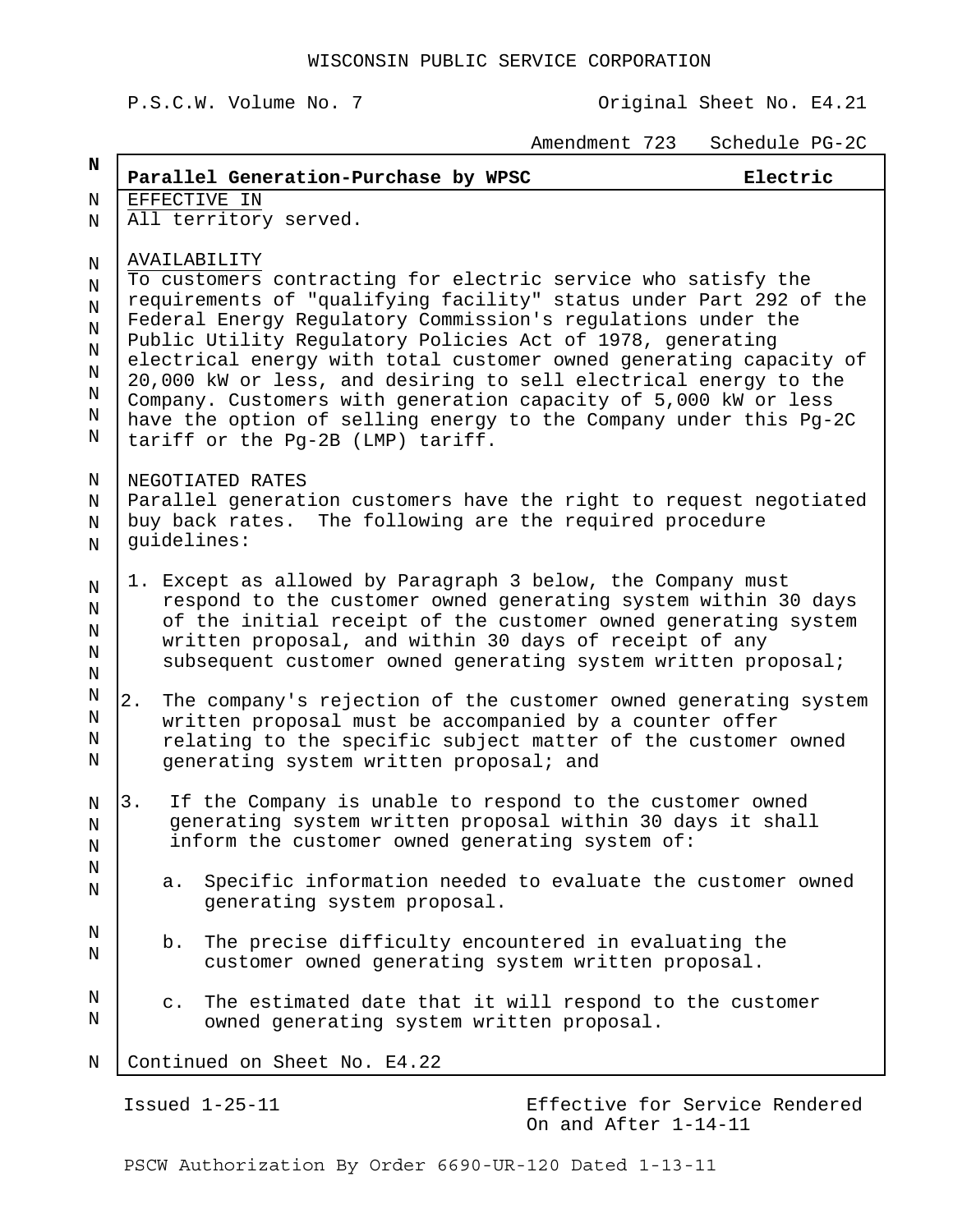WISCONSIN PUBLIC SERVICE CORPORATION

P.S.C.W. Volume No. 7 — Original Sheet No. E4.21

Amendment 723 — Schedule PG-2C

**Parallel Generation-Purchase by WPSC** — **Electric**

EFFECTIVE IN

All territory served.

AVAILABILITY

To customers contracting for electric service who satisfy the requirements of "qualifying facility" status under Part 292 of the Federal Energy Regulatory Commission's regulations under the Public Utility Regulatory Policies Act of 1978, generating electrical energy with total customer owned generating capacity of 20,000 kW or less, and desiring to sell electrical energy to the Company. Customers with generation capacity of 5,000 kW or less have the option of selling energy to the Company under this Pg-2C tariff or the Pg-2B (LMP) tariff.

NEGOTIATED RATES

Parallel generation customers have the right to request negotiated buy back rates. The following are the required procedure guidelines:

1. Except as allowed by Paragraph 3 below, the Company must respond to the customer owned generating system within 30 days of the initial receipt of the customer owned generating system written proposal, and within 30 days of receipt of any subsequent customer owned generating system written proposal;

2. The company's rejection of the customer owned generating system written proposal must be accompanied by a counter offer relating to the specific subject matter of the customer owned generating system written proposal; and

3. If the Company is unable to respond to the customer owned generating system written proposal within 30 days it shall inform the customer owned generating system of:

   a. Specific information needed to evaluate the customer owned generating system proposal.

   b. The precise difficulty encountered in evaluating the customer owned generating system written proposal.

   c. The estimated date that it will respond to the customer owned generating system written proposal.

Continued on Sheet No. E4.22

Issued 1-25-11 — Effective for Service Rendered On and After 1-14-11

PSCW Authorization By Order 6690-UR-120 Dated 1-13-11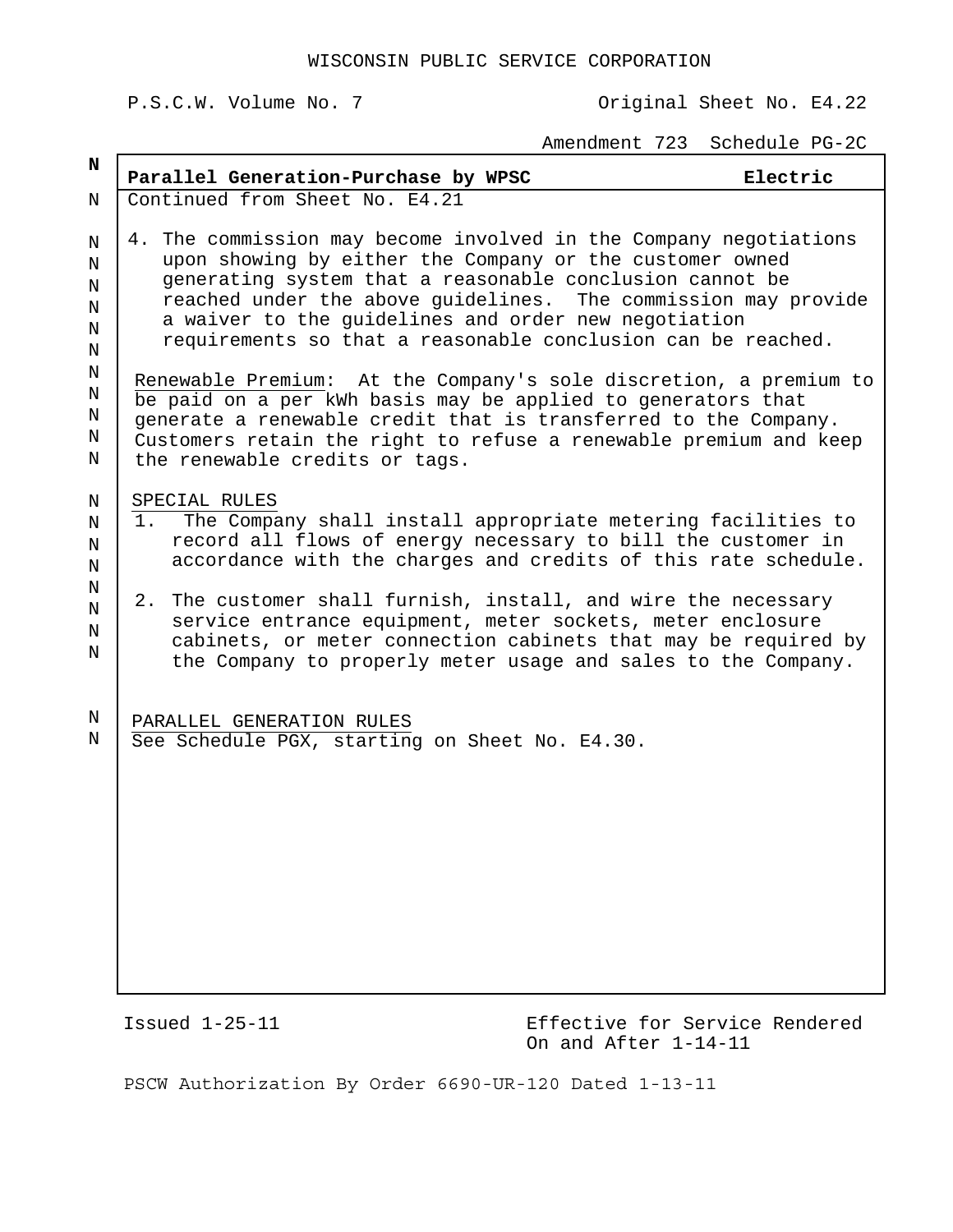WISCONSIN PUBLIC SERVICE CORPORATION

P.S.C.W. Volume No. 7 — Original Sheet No. E4.22

Amendment 723 Schedule PG-2C

**Parallel Generation-Purchase by WPSC** — **Electric**

Continued from Sheet No. E4.21

4. The commission may become involved in the Company negotiations upon showing by either the Company or the customer owned generating system that a reasonable conclusion cannot be reached under the above guidelines. The commission may provide a waiver to the guidelines and order new negotiation requirements so that a reasonable conclusion can be reached.

Renewable Premium: At the Company's sole discretion, a premium to be paid on a per kWh basis may be applied to generators that generate a renewable credit that is transferred to the Company. Customers retain the right to refuse a renewable premium and keep the renewable credits or tags.

SPECIAL RULES

1. The Company shall install appropriate metering facilities to record all flows of energy necessary to bill the customer in accordance with the charges and credits of this rate schedule.

2. The customer shall furnish, install, and wire the necessary service entrance equipment, meter sockets, meter enclosure cabinets, or meter connection cabinets that may be required by the Company to properly meter usage and sales to the Company.

PARALLEL GENERATION RULES

See Schedule PGX, starting on Sheet No. E4.30.

Issued 1-25-11

Effective for Service Rendered On and After 1-14-11

PSCW Authorization By Order 6690-UR-120 Dated 1-13-11